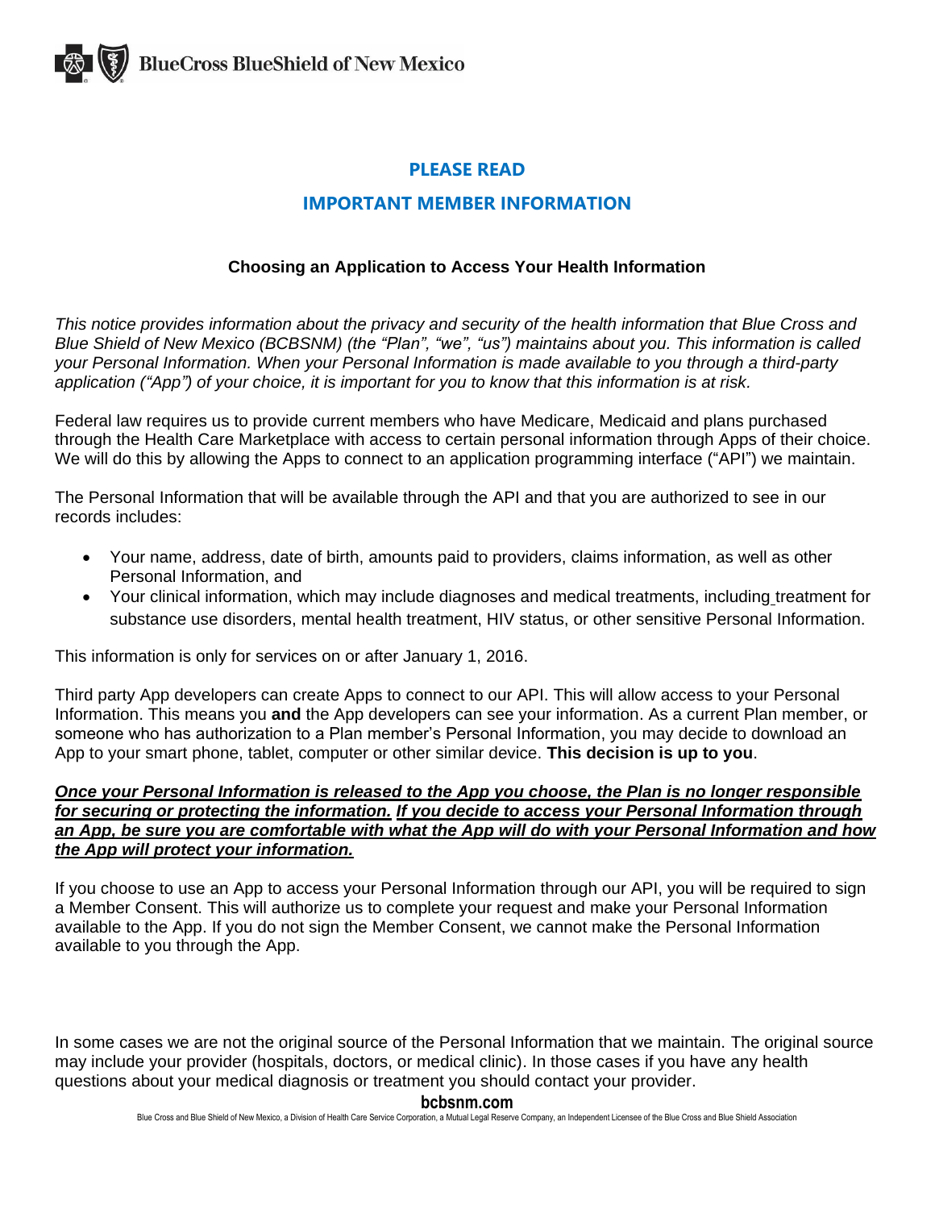BlueCross BlueShield of New Mexico

## PLEASE READ

## IMPORTANT MEMBER INFORMATION

### Choosing an Application to Access Your Health Information

*This notice provides information about the privacy and security of the health information that Blue Cross and Blue Shield of New Mexico (BCBSNM) (the "Plan", "we", "us") maintains about you. This information is called your Personal Information. When your Personal Information is made available to you through a third-party application ("App") of your choice, it is important for you to know that this information is at risk.*

Federal law requires us to provide current members who have Medicare, Medicaid and plans purchased through the Health Care Marketplace with access to certain personal information through Apps of their choice. We will do this by allowing the Apps to connect to an application programming interface ("API") we maintain.

The Personal Information that will be available through the API and that you are authorized to see in our records includes:

- Your name, address, date of birth, amounts paid to providers, claims information, as well as other Personal Information, and
- Your clinical information, which may include diagnoses and medical treatments, including treatment for substance use disorders, mental health treatment, HIV status, or other sensitive Personal Information.

This information is only for services on or after January 1, 2016.

Third party App developers can create Apps to connect to our API. This will allow access to your Personal Information. This means you **and** the App developers can see your information. As a current Plan member, or someone who has authorization to a Plan member's Personal Information, you may decide to download an App to your smart phone, tablet, computer or other similar device. **This decision is up to you**.

***Once your Personal Information is released to the App you choose, the Plan is no longer responsible for securing or protecting the information. If you decide to access your Personal Information through an App, be sure you are comfortable with what the App will do with your Personal Information and how the App will protect your information.***

If you choose to use an App to access your Personal Information through our API, you will be required to sign a Member Consent. This will authorize us to complete your request and make your Personal Information available to the App. If you do not sign the Member Consent, we cannot make the Personal Information available to you through the App.

In some cases we are not the original source of the Personal Information that we maintain. The original source may include your provider (hospitals, doctors, or medical clinic). In those cases if you have any health questions about your medical diagnosis or treatment you should contact your provider.

**bcbsnm.com**

Blue Cross and Blue Shield of New Mexico, a Division of Health Care Service Corporation, a Mutual Legal Reserve Company, an Independent Licensee of the Blue Cross and Blue Shield Association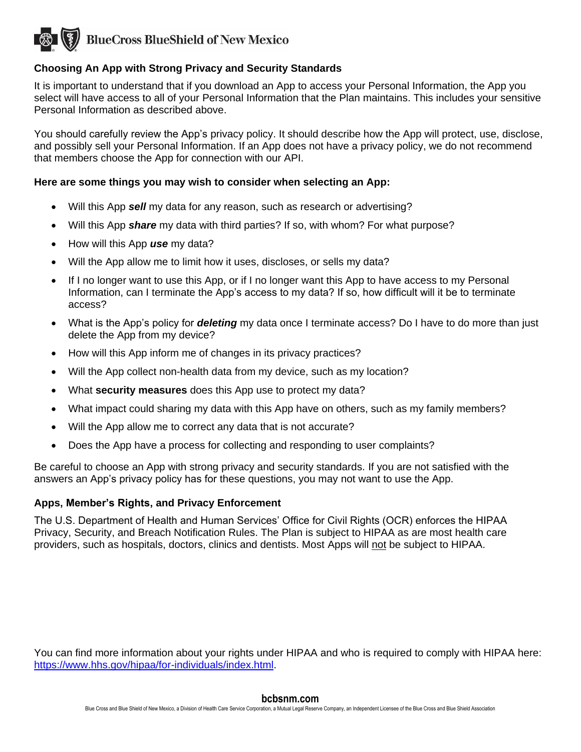## Choosing An App with Strong Privacy and Security Standards

It is important to understand that if you download an App to access your Personal Information, the App you select will have access to all of your Personal Information that the Plan maintains. This includes your sensitive Personal Information as described above.

You should carefully review the App's privacy policy. It should describe how the App will protect, use, disclose, and possibly sell your Personal Information. If an App does not have a privacy policy, we do not recommend that members choose the App for connection with our API.

**Here are some things you may wish to consider when selecting an App:**

- Will this App ***sell*** my data for any reason, such as research or advertising?
- Will this App ***share*** my data with third parties? If so, with whom? For what purpose?
- How will this App ***use*** my data?
- Will the App allow me to limit how it uses, discloses, or sells my data?
- If I no longer want to use this App, or if I no longer want this App to have access to my Personal Information, can I terminate the App's access to my data? If so, how difficult will it be to terminate access?
- What is the App's policy for ***deleting*** my data once I terminate access? Do I have to do more than just delete the App from my device?
- How will this App inform me of changes in its privacy practices?
- Will the App collect non-health data from my device, such as my location?
- What **security measures** does this App use to protect my data?
- What impact could sharing my data with this App have on others, such as my family members?
- Will the App allow me to correct any data that is not accurate?
- Does the App have a process for collecting and responding to user complaints?

Be careful to choose an App with strong privacy and security standards. If you are not satisfied with the answers an App's privacy policy has for these questions, you may not want to use the App.

## Apps, Member's Rights, and Privacy Enforcement

The U.S. Department of Health and Human Services' Office for Civil Rights (OCR) enforces the HIPAA Privacy, Security, and Breach Notification Rules. The Plan is subject to HIPAA as are most health care providers, such as hospitals, doctors, clinics and dentists. Most Apps will not be subject to HIPAA.

You can find more information about your rights under HIPAA and who is required to comply with HIPAA here: https://www.hhs.gov/hipaa/for-individuals/index.html.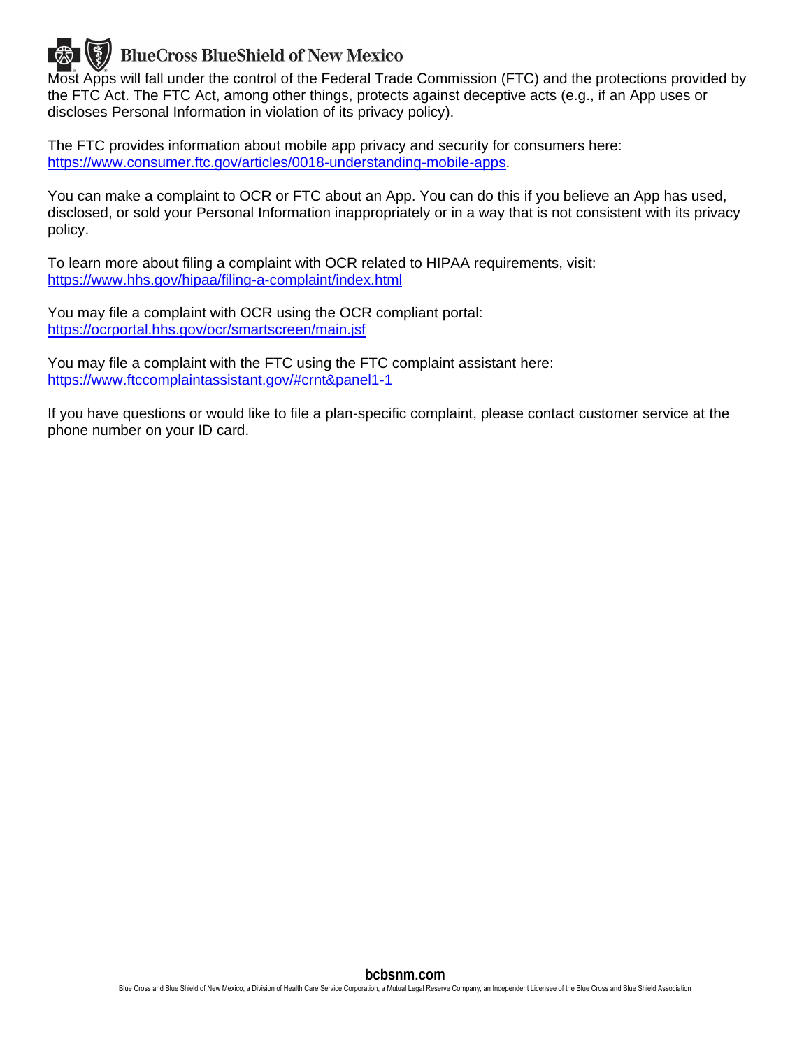Most Apps will fall under the control of the Federal Trade Commission (FTC) and the protections provided by the FTC Act. The FTC Act, among other things, protects against deceptive acts (e.g., if an App uses or discloses Personal Information in violation of its privacy policy).

The FTC provides information about mobile app privacy and security for consumers here: https://www.consumer.ftc.gov/articles/0018-understanding-mobile-apps.

You can make a complaint to OCR or FTC about an App. You can do this if you believe an App has used, disclosed, or sold your Personal Information inappropriately or in a way that is not consistent with its privacy policy.

To learn more about filing a complaint with OCR related to HIPAA requirements, visit: https://www.hhs.gov/hipaa/filing-a-complaint/index.html

You may file a complaint with OCR using the OCR compliant portal: https://ocrportal.hhs.gov/ocr/smartscreen/main.jsf

You may file a complaint with the FTC using the FTC complaint assistant here: https://www.ftccomplaintassistant.gov/#crnt&panel1-1

If you have questions or would like to file a plan-specific complaint, please contact customer service at the phone number on your ID card.